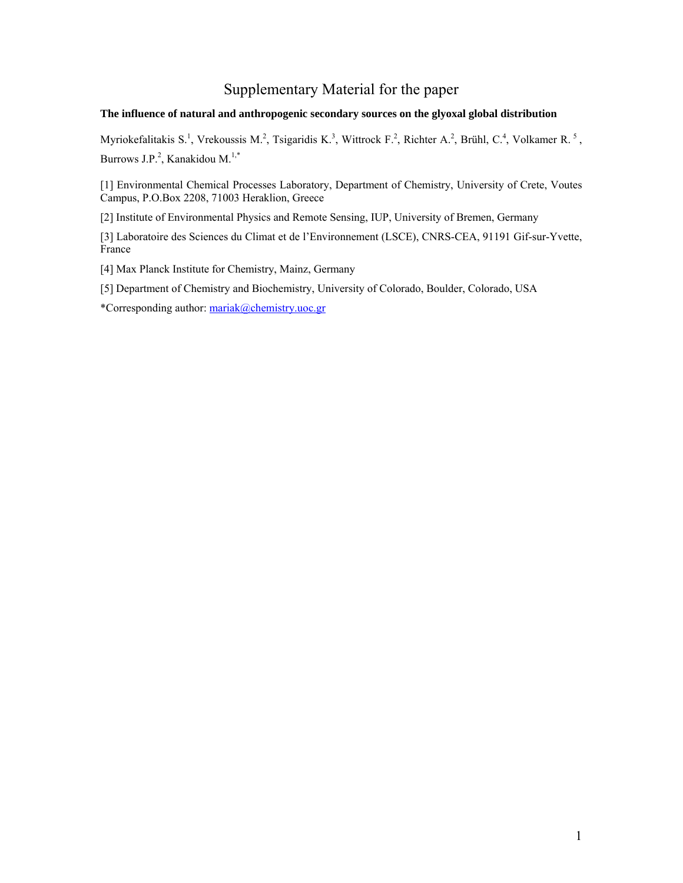# Supplementary Material for the paper

**The influence of natural and anthropogenic secondary sources on the glyoxal global distribution**

Myriokefalitakis S.[1], Vrekoussis M.[2], Tsigaridis K.[3], Wittrock F.[2], Richter A.[2], Brühl, C.[4], Volkamer R.[5], Burrows J.P.[2], Kanakidou M.[1,*]

[1] Environmental Chemical Processes Laboratory, Department of Chemistry, University of Crete, Voutes Campus, P.O.Box 2208, 71003 Heraklion, Greece

[2] Institute of Environmental Physics and Remote Sensing, IUP, University of Bremen, Germany

[3] Laboratoire des Sciences du Climat et de l'Environnement (LSCE), CNRS-CEA, 91191 Gif-sur-Yvette, France

[4] Max Planck Institute for Chemistry, Mainz, Germany

[5] Department of Chemistry and Biochemistry, University of Colorado, Boulder, Colorado, USA

*Corresponding author: mariak@chemistry.uoc.gr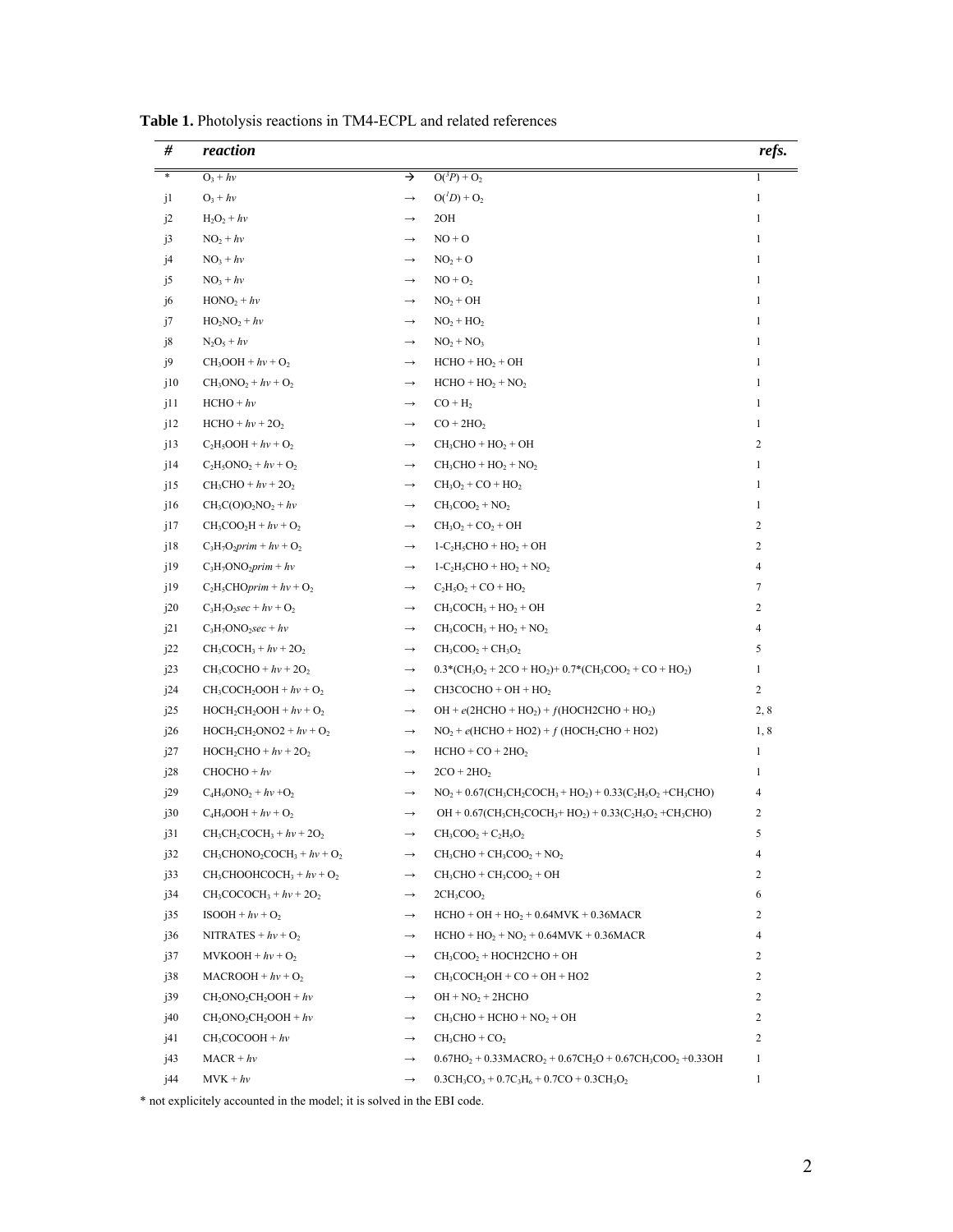**Table 1.** Photolysis reactions in TM4-ECPL and related references

| # | reaction | | | refs. |
|---|---|---|---|---|
| * | $O_3 + h\nu$ | → | $O(^3P) + O_2$ | 1 |
| j1 | $O_3 + h\nu$ | → | $O(^1D) + O_2$ | 1 |
| j2 | $H_2O_2 + h\nu$ | → | 2OH | 1 |
| j3 | $NO_2 + h\nu$ | → | NO + O | 1 |
| j4 | $NO_3 + h\nu$ | → | $NO_2$ + O | 1 |
| j5 | $NO_3 + h\nu$ | → | $NO + O_2$ | 1 |
| j6 | $HONO_2 + h\nu$ | → | $NO_2$ + OH | 1 |
| j7 | $HO_2NO_2 + h\nu$ | → | $NO_2 + HO_2$ | 1 |
| j8 | $N_2O_5 + h\nu$ | → | $NO_2 + NO_3$ | 1 |
| j9 | $CH_3OOH + h\nu + O_2$ | → | HCHO + $HO_2$ + OH | 1 |
| j10 | $CH_3ONO_2 + h\nu + O_2$ | → | HCHO + $HO_2$ + $NO_2$ | 1 |
| j11 | HCHO + $h\nu$ | → | CO + $H_2$ | 1 |
| j12 | HCHO + $h\nu$ + $2O_2$ | → | CO + $2HO_2$ | 1 |
| j13 | $C_2H_5OOH + h\nu + O_2$ | → | $CH_3CHO + HO_2$ + OH | 2 |
| j14 | $C_2H_5ONO_2 + h\nu + O_2$ | → | $CH_3CHO + HO_2 + NO_2$ | 1 |
| j15 | $CH_3CHO + h\nu + 2O_2$ | → | $CH_3O_2$ + CO + $HO_2$ | 1 |
| j16 | $CH_3C(O)O_2NO_2 + h\nu$ | → | $CH_3COO_2 + NO_2$ | 1 |
| j17 | $CH_3COO_2H + h\nu + O_2$ | → | $CH_3O_2 + CO_2$ + OH | 2 |
| j18 | $C_3H_7O_2$*prim* + $h\nu$ + $O_2$ | → | 1-$C_2H_5CHO + HO_2$ + OH | 2 |
| j19 | $C_3H_7ONO_2$*prim* + $h\nu$ | → | 1-$C_2H_5CHO + HO_2 + NO_2$ | 4 |
| j19 | $C_2H_5CHO$*prim* + $h\nu$ + $O_2$ | → | $C_2H_5O_2$ + CO + $HO_2$ | 7 |
| j20 | $C_3H_7O_2$*sec* + $h\nu$ + $O_2$ | → | $CH_3COCH_3 + HO_2$ + OH | 2 |
| j21 | $C_3H_7ONO_2$*sec* + $h\nu$ | → | $CH_3COCH_3 + HO_2 + NO_2$ | 4 |
| j22 | $CH_3COCH_3 + h\nu + 2O_2$ | → | $CH_3COO_2 + CH_3O_2$ | 5 |
| j23 | $CH_3COCHO + h\nu + 2O_2$ | → | 0.3*($CH_3O_2$ + 2CO + $HO_2$)+ 0.7*($CH_3COO_2$ + CO + $HO_2$) | 1 |
| j24 | $CH_3COCH_2OOH + h\nu + O_2$ | → | CH3COCHO + OH + $HO_2$ | 2 |
| j25 | $HOCH_2CH_2OOH + h\nu + O_2$ | → | OH + *e*(2HCHO + $HO_2$) + *f*($HOCH_2CHO + HO_2$) | 2, 8 |
| j26 | $HOCH_2CH_2$ONO2 + $h\nu$ + $O_2$ | → | $NO_2$ + *e*(HCHO + HO2) + *f* ($HOCH_2$CHO + HO2) | 1, 8 |
| j27 | $HOCH_2CHO + h\nu + 2O_2$ | → | HCHO + CO + $2HO_2$ | 1 |
| j28 | CHOCHO + $h\nu$ | → | 2CO + $2HO_2$ | 1 |
| j29 | $C_4H_9ONO_2 + h\nu + O_2$ | → | $NO_2$ + 0.67($CH_3CH_2COCH_3 + HO_2$) + 0.33($C_2H_5O_2$ +$CH_3CHO$) | 4 |
| j30 | $C_4H_9OOH + h\nu + O_2$ | → | OH + 0.67($CH_3CH_2COCH_3$+ $HO_2$) + 0.33($C_2H_5O_2$ +$CH_3CHO$) | 2 |
| j31 | $CH_3CH_2COCH_3 + h\nu + 2O_2$ | → | $CH_3COO_2 + C_2H_5O_2$ | 5 |
| j32 | $CH_3CHONO_2COCH_3 + h\nu + O_2$ | → | $CH_3CHO + CH_3COO_2 + NO_2$ | 4 |
| j33 | $CH_3CHOOHCOCH_3 + h\nu + O_2$ | → | $CH_3CHO + CH_3COO_2$ + OH | 2 |
| j34 | $CH_3COCOCH_3 + h\nu + 2O_2$ | → | $2CH_3COO_2$ | 6 |
| j35 | ISOOH + $h\nu$ + $O_2$ | → | HCHO + OH + $HO_2$ + 0.64MVK + 0.36MACR | 2 |
| j36 | NITRATES + $h\nu$ + $O_2$ | → | HCHO + $HO_2$ + $NO_2$ + 0.64MVK + 0.36MACR | 4 |
| j37 | MVKOOH + $h\nu$ + $O_2$ | → | $CH_3COO_2$ + HOCH2CHO + OH | 2 |
| j38 | MACROOH + $h\nu$ + $O_2$ | → | $CH_3COCH_2OH$ + CO + OH + HO2 | 2 |
| j39 | $CH_2ONO_2CH_2OOH + h\nu$ | → | OH + $NO_2$ + 2HCHO | 2 |
| j40 | $CH_2ONO_2CH_2OOH + h\nu$ | → | $CH_3CHO$ + HCHO + $NO_2$ + OH | 2 |
| j41 | $CH_3COCOOH + h\nu$ | → | $CH_3CHO + CO_2$ | 2 |
| j43 | MACR + $h\nu$ | → | $0.67HO_2 + 0.33MACRO_2 + 0.67CH_2O + 0.67CH_3COO_2$ +0.33OH | 1 |
| j44 | MVK + $h\nu$ | → | $0.3CH_3CO_3 + 0.7C_3H_6$ + 0.7CO + $0.3CH_3O_2$ | 1 |

* not explicitely accounted in the model; it is solved in the EBI code.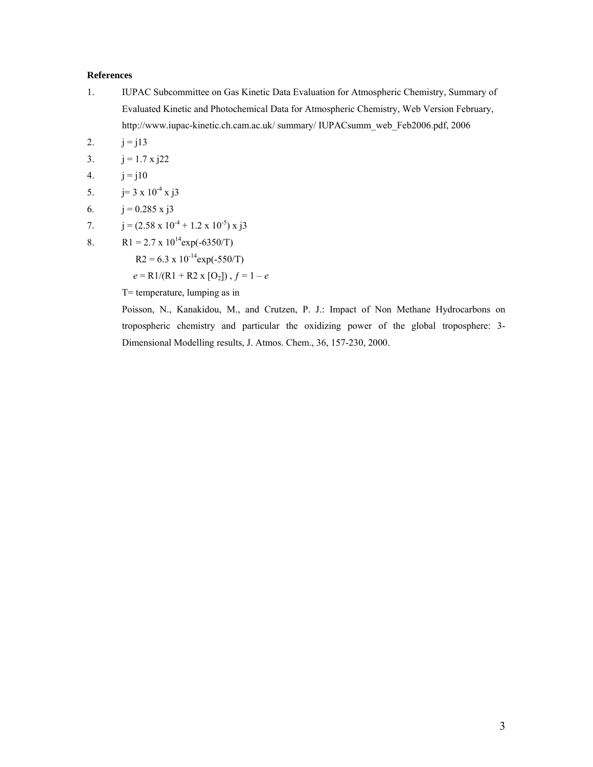**References**

1. IUPAC Subcommittee on Gas Kinetic Data Evaluation for Atmospheric Chemistry, Summary of Evaluated Kinetic and Photochemical Data for Atmospheric Chemistry, Web Version February, http://www.iupac-kinetic.ch.cam.ac.uk/ summary/ IUPACsumm_web_Feb2006.pdf, 2006
2. j = j13
3. j = 1.7 x j22
4. j = j10
5. j= 3 x $10^{-4}$ x j3
6. j = 0.285 x j3
7. j = (2.58 x $10^{-4}$ + 1.2 x $10^{-5}$) x j3
8. R1 = 2.7 x $10^{14}$exp(-6350/T)

   R2 = 6.3 x $10^{-14}$exp(-550/T)

   $e$ = R1/(R1 + R2 x [$O_2$]) , $f$ = 1 – $e$

   T= temperature, lumping as in

   Poisson, N., Kanakidou, M., and Crutzen, P. J.: Impact of Non Methane Hydrocarbons on tropospheric chemistry and particular the oxidizing power of the global troposphere: 3-Dimensional Modelling results, J. Atmos. Chem., 36, 157-230, 2000.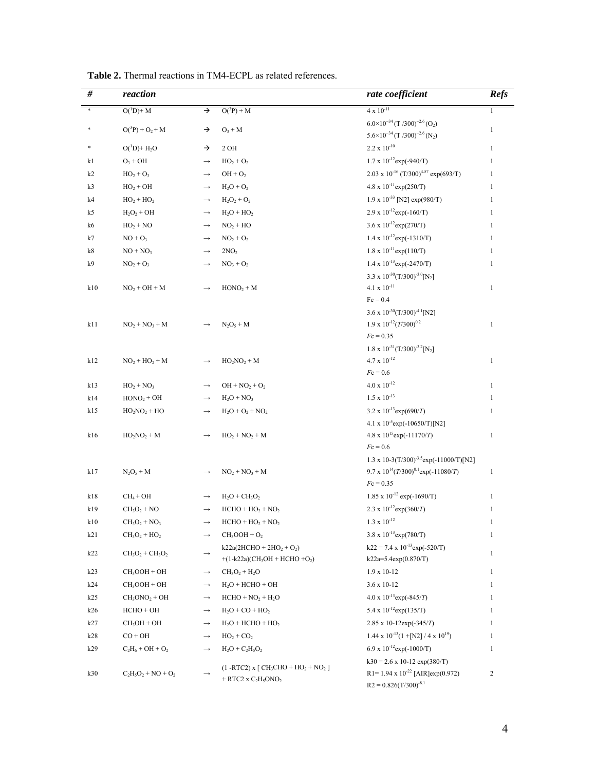**Table 2.** Thermal reactions in TM4-ECPL as related references.

| # | reaction | | | rate coefficient | Refs |
|---|---|---|---|---|---|
| * | $O(^1D) + M$ | → | $O(^3P) + M$ | $4 \times 10^{-11}$ | 1 |
| * | $O(^3P) + O_2 + M$ | → | $O_3 + M$ | $6.0\times10^{-34}\,(T/300)^{-2.6}\,(O_2)$<br>$5.6\times10^{-34}\,(T/300)^{-2.6}\,(N_2)$ | 1 |
| * | $O(^1D) + H_2O$ | → | $2\,OH$ | $2.2 \times 10^{-10}$ | 1 |
| k1 | $O_3 + OH$ | → | $HO_2 + O_2$ | $1.7 \times 10^{-12}\exp(-940/T)$ | 1 |
| k2 | $HO_2 + O_3$ | → | $OH + O_2$ | $2.03 \times 10^{-16}\,(T/300)^{4.57}\exp(693/T)$ | 1 |
| k3 | $HO_2 + OH$ | → | $H_2O + O_2$ | $4.8 \times 10^{-11}\exp(250/T)$ | 1 |
| k4 | $HO_2 + HO_2$ | → | $H_2O_2 + O_2$ | $1.9 \times 10^{-33}\,[N2]\exp(980/T)$ | 1 |
| k5 | $H_2O_2 + OH$ | → | $H_2O + HO_2$ | $2.9 \times 10^{-12}\exp(-160/T)$ | 1 |
| k6 | $HO_2 + NO$ | → | $NO_2 + HO$ | $3.6 \times 10^{-12}\exp(270/T)$ | 1 |
| k7 | $NO + O_3$ | → | $NO_2 + O_2$ | $1.4 \times 10^{-12}\exp(-1310/T)$ | 1 |
| k8 | $NO + NO_3$ | → | $2NO_2$ | $1.8 \times 10^{-11}\exp(110/T)$ | 1 |
| k9 | $NO_2 + O_3$ | → | $NO_3 + O_2$ | $1.4 \times 10^{-13}\exp(-2470/T)$ | 1 |
| k10 | $NO_2 + OH + M$ | → | $HONO_2 + M$ | $3.3 \times 10^{-30}(T/300)^{-3.0}[N_2]$<br>$4.1 \times 10^{-11}$<br>$Fc = 0.4$ | 1 |
| k11 | $NO_2 + NO_3 + M$ | → | $N_2O_5 + M$ | $3.6 \times 10^{-30}(T/300)^{-4.1}[N2]$<br>$1.9 \times 10^{-12}(T/300)^{0.2}$<br>$Fc = 0.35$ | 1 |
| k12 | $NO_2 + HO_2 + M$ | → | $HO_2NO_2 + M$ | $1.8 \times 10^{-31}(T/300)^{-3.2}[N_2]$<br>$4.7 \times 10^{-12}$<br>$Fc = 0.6$ | 1 |
| k13 | $HO_2 + NO_3$ | → | $OH + NO_2 + O_2$ | $4.0 \times 10^{-12}$ | 1 |
| k14 | $HONO_2 + OH$ | → | $H_2O + NO_3$ | $1.5 \times 10^{-13}$ | 1 |
| k15 | $HO_2NO_2 + HO$ | → | $H_2O + O_2 + NO_2$ | $3.2 \times 10^{-13}\exp(690/T)$ | 1 |
| k16 | $HO_2NO_2 + M$ | → | $HO_2 + NO_2 + M$ | $4.1 \times 10^{-5}\exp(-10650/T)[N2]$<br>$4.8 \times 10^{15}\exp(-11170/T)$<br>$Fc = 0.6$ | 1 |
| k17 | $N_2O_5 + M$ | → | $NO_2 + NO_3 + M$ | $1.3 \times 10\text{-}3(T/300)^{-3.5}\exp(-11000/T)[N2]$<br>$9.7 \times 10^{14}(T/300)^{0.1}\exp(-11080/T)$<br>$Fc = 0.35$ | 1 |
| k18 | $CH_4 + OH$ | → | $H_2O + CH_3O_2$ | $1.85 \times 10^{-12}\exp(-1690/T)$ | 1 |
| k19 | $CH_3O_2 + NO$ | → | $HCHO + HO_2 + NO_2$ | $2.3 \times 10^{-12}\exp(360/T)$ | 1 |
| k10 | $CH_3O_2 + NO_3$ | → | $HCHO + HO_2 + NO_2$ | $1.3 \times 10^{-12}$ | 1 |
| k21 | $CH_3O_2 + HO_2$ | → | $CH_3OOH + O_2$ | $3.8 \times 10^{-13}\exp(780/T)$ | 1 |
| k22 | $CH_3O_2 + CH_3O_2$ | → | $k22a(2HCHO + 2HO_2 + O_2)$<br>$+(1\text{-}k22a)(CH_3OH + HCHO + O_2)$ | $k22 = 7.4 \times 10^{-13}\exp(-520/T)$<br>$k22a = 5.4\exp(0.870/T)$ | 1 |
| k23 | $CH_3OOH + OH$ | → | $CH_3O_2 + H_2O$ | $1.9 \times 10\text{-}12$ | 1 |
| k24 | $CH_3OOH + OH$ | → | $H_2O + HCHO + OH$ | $3.6 \times 10\text{-}12$ | 1 |
| k25 | $CH_3ONO_2 + OH$ | → | $HCHO + NO_2 + H_2O$ | $4.0 \times 10^{-13}\exp(-845/T)$ | 1 |
| k26 | $HCHO + OH$ | → | $H_2O + CO + HO_2$ | $5.4 \times 10^{-12}\exp(135/T)$ | 1 |
| k27 | $CH_3OH + OH$ | → | $H_2O + HCHO + HO_2$ | $2.85 \times 10\text{-}12\exp(-345/T)$ | 1 |
| k28 | $CO + OH$ | → | $HO_2 + CO_2$ | $1.44 \times 10^{-13}(1 + [N2] / 4 \times 10^{19})$ | 1 |
| k29 | $C_2H_6 + OH + O_2$ | → | $H_2O + C_2H_5O_2$ | $6.9 \times 10^{-12}\exp(-1000/T)$ | 1 |
| k30 | $C_2H_5O_2 + NO + O_2$ | → | $(1\text{-}RTC2) \times [CH_3CHO + HO_2 + NO_2]$<br>$+ RTC2 \times C_2H_5ONO_2$ | $k30 = 2.6 \times 10\text{-}12\exp(380/T)$<br>$R1 = 1.94 \times 10^{-22}\,[AIR]\exp(0.972)$<br>$R2 = 0.826(T/300)^{-8.1}$ | 2 |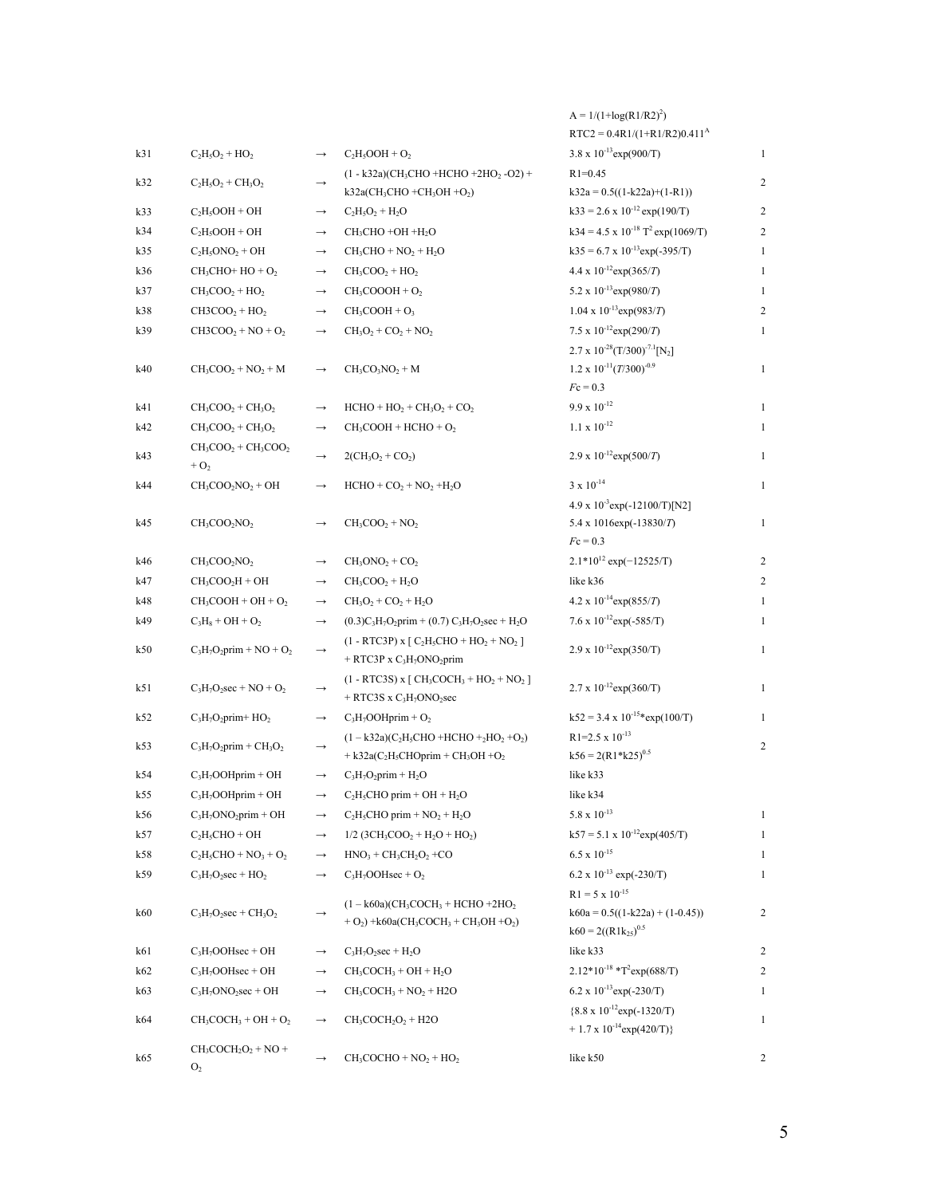| | | | | | |
|---|---|---|---|---|---|
| | | | | $A = 1/(1+\log(R1/R2)^2)$ <br> $RTC2 = 0.4R1/(1+R1/R2)0.411^A$ | |
| k31 | $C_2H_5O_2 + HO_2$ | → | $C_2H_5OOH + O_2$ | $3.8 \times 10^{-13}\exp(900/T)$ | 1 |
| k32 | $C_2H_5O_2 + CH_3O_2$ | → | $(1 - k32a)(CH_3CHO + HCHO + 2HO_2 - O2) +$ <br> $k32a(CH_3CHO + CH_3OH + O_2)$ | $R1=0.45$ <br> $k32a = 0.5((1-k22a)+(1-R1))$ | 2 |
| k33 | $C_2H_5OOH + OH$ | → | $C_2H_5O_2 + H_2O$ | $k33 = 2.6 \times 10^{-12} \exp(190/T)$ | 2 |
| k34 | $C_2H_5OOH + OH$ | → | $CH_3CHO + OH + H_2O$ | $k34 = 4.5 \times 10^{-18}\, T^2 \exp(1069/T)$ | 2 |
| k35 | $C_2H_5ONO_2 + OH$ | → | $CH_3CHO + NO_2 + H_2O$ | $k35 = 6.7 \times 10^{-13}\exp(-395/T)$ | 1 |
| k36 | $CH_3CHO + HO + O_2$ | → | $CH_3COO_2 + HO_2$ | $4.4 \times 10^{-12}\exp(365/T)$ | 1 |
| k37 | $CH_3COO_2 + HO_2$ | → | $CH_3COOOH + O_2$ | $5.2 \times 10^{-13}\exp(980/T)$ | 1 |
| k38 | $CH3COO_2 + HO_2$ | → | $CH_3COOH + O_3$ | $1.04 \times 10^{-13}\exp(983/T)$ | 2 |
| k39 | $CH3COO_2 + NO + O_2$ | → | $CH_3O_2 + CO_2 + NO_2$ | $7.5 \times 10^{-12}\exp(290/T)$ | 1 |
| k40 | $CH_3COO_2 + NO_2 + M$ | → | $CH_3CO_3NO_2 + M$ | $2.7 \times 10^{-28}(T/300)^{-7.1}[N_2]$ <br> $1.2 \times 10^{-11}(T/300)^{-0.9}$ <br> $Fc = 0.3$ | 1 |
| k41 | $CH_3COO_2 + CH_3O_2$ | → | $HCHO + HO_2 + CH_3O_2 + CO_2$ | $9.9 \times 10^{-12}$ | 1 |
| k42 | $CH_3COO_2 + CH_3O_2$ | → | $CH_3COOH + HCHO + O_2$ | $1.1 \times 10^{-12}$ | 1 |
| k43 | $CH_3COO_2 + CH_3COO_2$ <br> $+ O_2$ | → | $2(CH_3O_2 + CO_2)$ | $2.9 \times 10^{-12}\exp(500/T)$ | 1 |
| k44 | $CH_3COO_2NO_2 + OH$ | → | $HCHO + CO_2 + NO_2 + H_2O$ | $3 \times 10^{-14}$ | 1 |
| k45 | $CH_3COO_2NO_2$ | → | $CH_3COO_2 + NO_2$ | $4.9 \times 10^{-3}\exp(-12100/T)[N2]$ <br> 5.4 x 1016exp(-13830/$T$) <br> $Fc = 0.3$ | 1 |
| k46 | $CH_3COO_2NO_2$ | → | $CH_3ONO_2 + CO_2$ | $2.1 \times 10^{12} \exp(-12525/T)$ | 2 |
| k47 | $CH_3COO_2H + OH$ | → | $CH_3COO_2 + H_2O$ | like k36 | 2 |
| k48 | $CH_3COOH + OH + O_2$ | → | $CH_3O_2 + CO_2 + H_2O$ | $4.2 \times 10^{-14}\exp(855/T)$ | 1 |
| k49 | $C_3H_8 + OH + O_2$ | → | $(0.3)C_3H_7O_2prim + (0.7)\, C_3H_7O_2sec + H_2O$ | $7.6 \times 10^{-12}\exp(-585/T)$ | 1 |
| k50 | $C_3H_7O_2prim + NO + O_2$ | → | $(1 - RTC3P) \times [\, C_2H_5CHO + HO_2 + NO_2\, ]$ <br> $+ RTC3P \times C_3H_7ONO_2prim$ | $2.9 \times 10^{-12}\exp(350/T)$ | 1 |
| k51 | $C_3H_7O_2sec + NO + O_2$ | → | $(1 - RTC3S) \times [\, CH_3COCH_3 + HO_2 + NO_2\, ]$ <br> $+ RTC3S \times C_3H_7ONO_2sec$ | $2.7 \times 10^{-12}\exp(360/T)$ | 1 |
| k52 | $C_3H_7O_2prim + HO_2$ | → | $C_3H_7OOHprim + O_2$ | $k52 = 3.4 \times 10^{-15} \exp(100/T)$ | 1 |
| k53 | $C_3H_7O_2prim + CH_3O_2$ | → | $(1 - k32a)(C_2H_5CHO + HCHO + _2HO_2 + O_2)$ <br> $+ k32a(C_2H_5CHOprim + CH_3OH + O_2$ | $R1=2.5 \times 10^{-13}$ <br> $k56 = 2(R1 * k25)^{0.5}$ | 2 |
| k54 | $C_3H_7OOHprim + OH$ | → | $C_3H_7O_2prim + H_2O$ | like k33 | |
| k55 | $C_3H_7OOHprim + OH$ | → | $C_2H_5CHO\ prim + OH + H_2O$ | like k34 | |
| k56 | $C_3H_7ONO_2prim + OH$ | → | $C_2H_5CHO\ prim + NO_2 + H_2O$ | $5.8 \times 10^{-13}$ | 1 |
| k57 | $C_2H_5CHO + OH$ | → | $1/2\ (3CH_3COO_2 + H_2O + HO_2)$ | $k57 = 5.1 \times 10^{-12}\exp(405/T)$ | 1 |
| k58 | $C_2H_5CHO + NO_3 + O_2$ | → | $HNO_3 + CH_3CH_2O_2 + CO$ | $6.5 \times 10^{-15}$ | 1 |
| k59 | $C_3H_7O_2sec + HO_2$ | → | $C_3H_7OOHsec + O_2$ | $6.2 \times 10^{-13} \exp(-230/T)$ | 1 |
| k60 | $C_3H_7O_2sec + CH_3O_2$ | → | $(1 - k60a)(CH_3COCH_3 + HCHO + 2HO_2$ <br> $+ O_2) + k60a(CH_3COCH_3 + CH_3OH + O_2)$ | $R1 = 5 \times 10^{-15}$ <br> $k60a = 0.5((1-k22a) + (1-0.45))$ <br> $k60 = 2((R1k_{25})^{0.5}$ | 2 |
| k61 | $C_3H_7OOHsec + OH$ | → | $C_3H_7O_2sec + H_2O$ | like k33 | 2 |
| k62 | $C_3H_7OOHsec + OH$ | → | $CH_3COCH_3 + OH + H_2O$ | $2.12 \times 10^{-18} \, T^2\exp(688/T)$ | 2 |
| k63 | $C_3H_7ONO_2sec + OH$ | → | $CH_3COCH_3 + NO_2 + H2O$ | $6.2 \times 10^{-13}\exp(-230/T)$ | 1 |
| k64 | $CH_3COCH_3 + OH + O_2$ | → | $CH_3COCH_2O_2 + H2O$ | $\{8.8 \times 10^{-12}\exp(-1320/T)$ <br> $+ 1.7 \times 10^{-14}\exp(420/T)\}$ | 1 |
| k65 | $CH_3COCH_2O_2 + NO +$ <br> $O_2$ | → | $CH_3COCHO + NO_2 + HO_2$ | like k50 | 2 |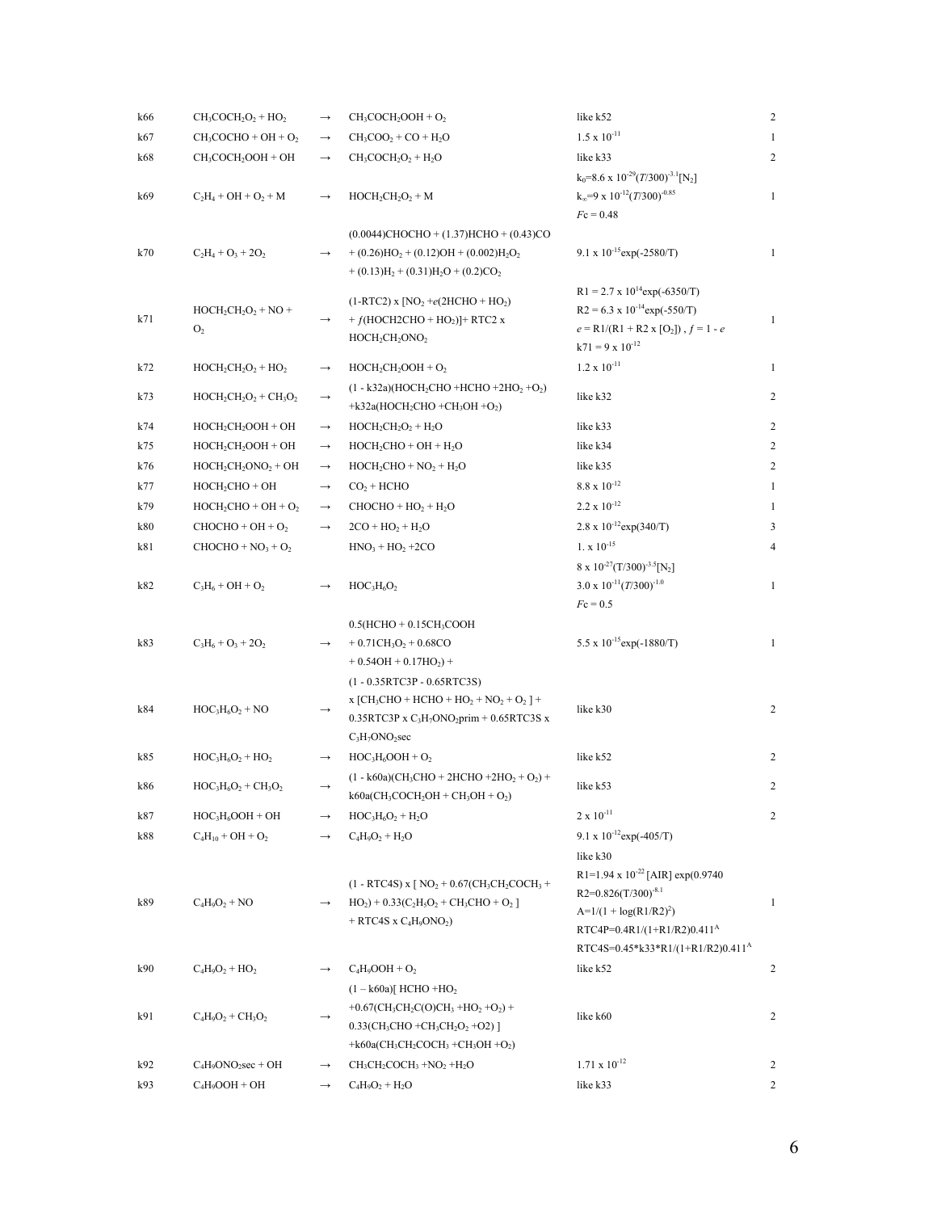| | | | | | |
|---|---|---|---|---|---|
| k66 | $CH_3COCH_2O_2 + HO_2$ | → | $CH_3COCH_2OOH + O_2$ | like k52 | 2 |
| k67 | $CH_3COCHO + OH + O_2$ | → | $CH_3COO_2 + CO + H_2O$ | $1.5 \times 10^{-11}$ | 1 |
| k68 | $CH_3COCH_2OOH + OH$ | → | $CH_3COCH_2O_2 + H_2O$ | like k33 | 2 |
| k69 | $C_2H_4 + OH + O_2 + M$ | → | $HOCH_2CH_2O_2 + M$ | $k_0=8.6 \times 10^{-29}(T/300)^{-3.1}[N_2]$<br>$k_\infty=9 \times 10^{-12}(T/300)^{-0.85}$<br>$Fc = 0.48$ | 1 |
| k70 | $C_2H_4 + O_3 + 2O_2$ | → | $(0.0044)CHOCHO + (1.37)HCHO + (0.43)CO + (0.26)HO_2 + (0.12)OH + (0.002)H_2O_2 + (0.13)H_2 + (0.31)H_2O + (0.2)CO_2$ | $9.1 \times 10^{-15}\exp(-2580/T)$ | 1 |
| k71 | $HOCH_2CH_2O_2 + NO + O_2$ | → | $(1\text{-RTC2}) \times [NO_2 + e(2HCHO + HO_2) + f(HOCH2CHO + HO_2)]$+ RTC2 x $HOCH_2CH_2ONO_2$ | $R1 = 2.7 \times 10^{14}\exp(-6350/T)$<br>$R2 = 6.3 \times 10^{-14}\exp(-550/T)$<br>$e = R1/(R1 + R2 \times [O_2])$ , $f = 1 - e$<br>$k71 = 9 \times 10^{-12}$ | 1 |
| k72 | $HOCH_2CH_2O_2 + HO_2$ | → | $HOCH_2CH_2OOH + O_2$ | $1.2 \times 10^{-11}$ | 1 |
| k73 | $HOCH_2CH_2O_2 + CH_3O_2$ | → | (1 - k32a)($HOCH_2CHO + HCHO + 2HO_2 + O_2$) +k32a($HOCH_2CHO + CH_3OH + O_2$) | like k32 | 2 |
| k74 | $HOCH_2CH_2OOH + OH$ | → | $HOCH_2CH_2O_2 + H_2O$ | like k33 | 2 |
| k75 | $HOCH_2CH_2OOH + OH$ | → | $HOCH_2CHO + OH + H_2O$ | like k34 | 2 |
| k76 | $HOCH_2CH_2ONO_2 + OH$ | → | $HOCH_2CHO + NO_2 + H_2O$ | like k35 | 2 |
| k77 | $HOCH_2CHO + OH$ | → | $CO_2 + HCHO$ | $8.8 \times 10^{-12}$ | 1 |
| k79 | $HOCH_2CHO + OH + O_2$ | → | $CHOCHO + HO_2 + H_2O$ | $2.2 \times 10^{-12}$ | 1 |
| k80 | $CHOCHO + OH + O_2$ | → | $2CO + HO_2 + H_2O$ | $2.8 \times 10^{-12}\exp(340/T)$ | 3 |
| k81 | $CHOCHO + NO_3 + O_2$ | | $HNO_3 + HO_2 + 2CO$ | $1. \times 10^{-15}$ | 4 |
| k82 | $C_3H_6 + OH + O_2$ | → | $HOC_3H_6O_2$ | $8 \times 10^{-27}(T/300)^{-3.5}[N_2]$<br>$3.0 \times 10^{-11}(T/300)^{-1.0}$<br>$Fc = 0.5$ | 1 |
| k83 | $C_3H_6 + O_3 + 2O_2$ | → | $0.5(HCHO + 0.15CH_3COOH + 0.71CH_3O_2 + 0.68CO + 0.54OH + 0.17HO_2)$ + | $5.5 \times 10^{-15}\exp(-1880/T)$ | 1 |
| k84 | $HOC_3H_6O_2 + NO$ | → | (1 - 0.35RTC3P - 0.65RTC3S) x [$CH_3CHO + HCHO + HO_2 + NO_2 + O_2$ ] + 0.35RTC3P x $C_3H_7ONO_2$prim + 0.65RTC3S x $C_3H_7ONO_2$sec | like k30 | 2 |
| k85 | $HOC_3H_6O_2 + HO_2$ | → | $HOC_3H_6OOH + O_2$ | like k52 | 2 |
| k86 | $HOC_3H_6O_2 + CH_3O_2$ | → | (1 - k60a)($CH_3CHO + 2HCHO + 2HO_2 + O_2$) + k60a($CH_3COCH_2OH + CH_3OH + O_2$) | like k53 | 2 |
| k87 | $HOC_3H_6OOH + OH$ | → | $HOC_3H_6O_2 + H_2O$ | $2 \times 10^{-11}$ | 2 |
| k88 | $C_4H_{10} + OH + O_2$ | → | $C_4H_9O_2 + H_2O$ | $9.1 \times 10^{-12}\exp(-405/T)$ | |
| k89 | $C_4H_9O_2 + NO$ | → | (1 - RTC4S) x [ $NO_2$ + 0.67($CH_3CH_2COCH_3 + HO_2$) + 0.33($C_2H_5O_2 + CH_3CHO + O_2$ ] + RTC4S x $C_4H_9ONO_2$) | like k30<br>$R1=1.94 \times 10^{-22}$ [AIR] exp(0.9740<br>$R2=0.826(T/300)^{-8.1}$<br>$A=1/(1 + \log(R1/R2)^2)$<br>$RTC4P=0.4R1/(1+R1/R2)0.411^A$<br>$RTC4S=0.45*k33*R1/(1+R1/R2)0.411^A$ | 1 |
| k90 | $C_4H_9O_2 + HO_2$ | → | $C_4H_9OOH + O_2$ | like k52 | 2 |
| k91 | $C_4H_9O_2 + CH_3O_2$ | → | (1 – k60a)[ $HCHO + HO_2$ +0.67($CH_3CH_2C(O)CH_3 + HO_2 + O_2$) + 0.33($CH_3CHO + CH_3CH_2O_2$ +O2) ] +k60a($CH_3CH_2COCH_3 + CH_3OH + O_2$) | like k60 | 2 |
| k92 | $C_4H_9ONO_2$sec + OH | → | $CH_3CH_2COCH_3 + NO_2 + H_2O$ | $1.71 \times 10^{-12}$ | 2 |
| k93 | $C_4H_9OOH + OH$ | → | $C_4H_9O_2 + H_2O$ | like k33 | 2 |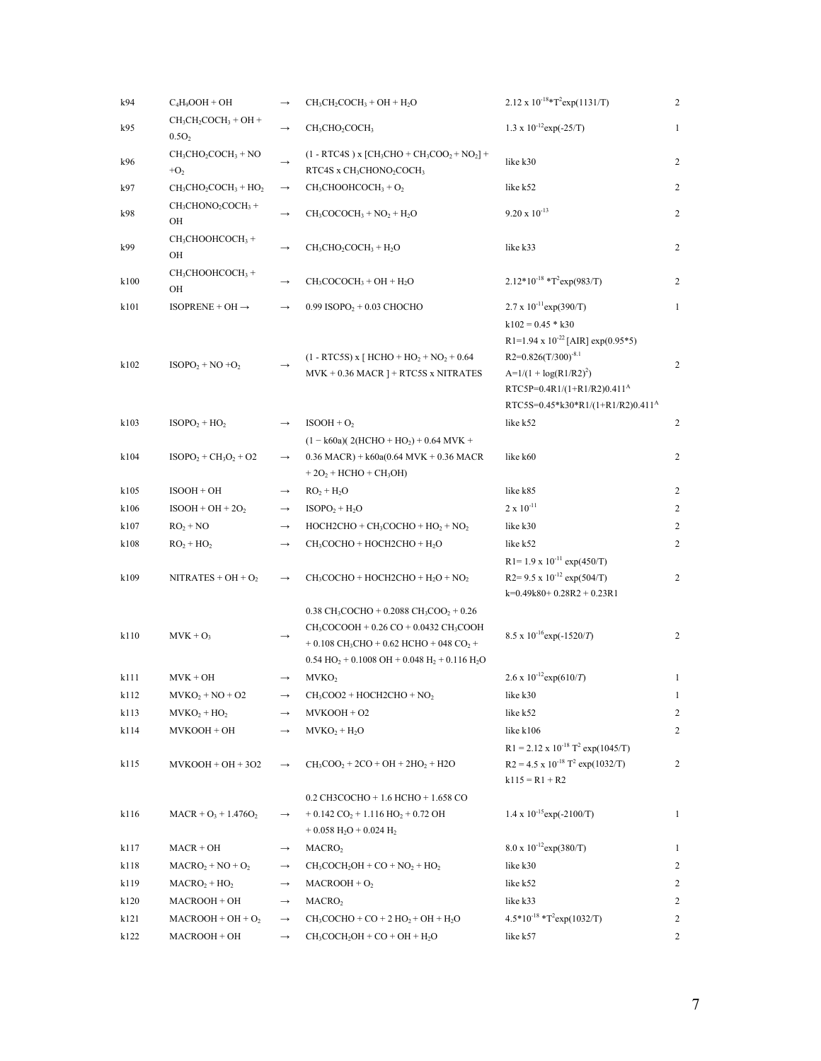| | | | | | |
|---|---|---|---|---|---|
| k94 | $C_4H_9OOH + OH$ | → | $CH_3CH_2COCH_3 + OH + H_2O$ | $2.12 \times 10^{-18} * T^2 \exp(1131/T)$ | 2 |
| k95 | $CH_3CH_2COCH_3 + OH + 0.5O_2$ | → | $CH_3CHO_2COCH_3$ | $1.3 \times 10^{-12} \exp(-25/T)$ | 1 |
| k96 | $CH_3CHO_2COCH_3 + NO + O_2$ | → | (1 - RTC4S ) x [$CH_3CHO + CH_3COO_2 + NO_2$] + RTC4S x $CH_3CHONO_2COCH_3$ | like k30 | 2 |
| k97 | $CH_3CHO_2COCH_3 + HO_2$ | → | $CH_3CHOOHCOCH_3 + O_2$ | like k52 | 2 |
| k98 | $CH_3CHONO_2COCH_3 + OH$ | → | $CH_3COCOCH_3 + NO_2 + H_2O$ | $9.20 \times 10^{-13}$ | 2 |
| k99 | $CH_3CHOOHCOCH_3 + OH$ | → | $CH_3CHO_2COCH_3 + H_2O$ | like k33 | 2 |
| k100 | $CH_3CHOOHCOCH_3 + OH$ | → | $CH_3COCOCH_3 + OH + H_2O$ | $2.12 * 10^{-18} * T^2 \exp(983/T)$ | 2 |
| k101 | ISOPRENE + OH → | → | 0.99 $ISOPO_2$ + 0.03 CHOCHO | $2.7 \times 10^{-11} \exp(390/T)$ | 1 |
| k102 | $ISOPO_2 + NO + O_2$ | → | (1 - RTC5S) x [ HCHO + $HO_2$ + $NO_2$ + 0.64 MVK + 0.36 MACR ] + RTC5S x NITRATES | k102 = 0.45 * k30<br>R1=$1.94 \times 10^{-22}$ [AIR] exp(0.95*5)<br>R2=$0.826(T/300)^{-8.1}$<br>A=$1/(1 + \log(R1/R2)^2)$<br>RTC5P=$0.4R1/(1+R1/R2)0.411^A$<br>RTC5S=$0.45*k30*R1/(1+R1/R2)0.411^A$ | 2 |
| k103 | $ISOPO_2 + HO_2$ | → | ISOOH + $O_2$ | like k52 | 2 |
| k104 | $ISOPO_2 + CH_3O_2$ + O2 | → | (1 − k60a)( 2(HCHO + $HO_2$) + 0.64 MVK + 0.36 MACR) + k60a(0.64 MVK + 0.36 MACR + $2O_2$ + HCHO + $CH_3OH$) | like k60 | 2 |
| k105 | ISOOH + OH | → | $RO_2 + H_2O$ | like k85 | 2 |
| k106 | ISOOH + OH + $2O_2$ | → | $ISOPO_2 + H_2O$ | $2 \times 10^{-11}$ | 2 |
| k107 | $RO_2$ + NO | → | HOCH2CHO + $CH_3COCHO + HO_2 + NO_2$ | like k30 | 2 |
| k108 | $RO_2 + HO_2$ | → | $CH_3COCHO$ + HOCH2CHO + $H_2O$ | like k52 | 2 |
| k109 | NITRATES + OH + $O_2$ | → | $CH_3COCHO$ + HOCH2CHO + $H_2O + NO_2$ | R1= $1.9 \times 10^{-11} \exp(450/T)$<br>R2= $9.5 \times 10^{-12} \exp(504/T)$<br>k=0.49k80+ 0.28R2 + 0.23R1 | 2 |
| k110 | MVK + $O_3$ | → | 0.38 $CH_3COCHO$ + 0.2088 $CH_3COO_2$ + 0.26 $CH_3COCOOH$ + 0.26 CO + 0.0432 $CH_3COOH$ + 0.108 $CH_3CHO$ + 0.62 HCHO + 048 $CO_2$ + 0.54 $HO_2$ + 0.1008 OH + 0.048 $H_2$ + 0.116 $H_2O$ | $8.5 \times 10^{-16} \exp(-1520/T)$ | 2 |
| k111 | MVK + OH | → | $MVKO_2$ | $2.6 \times 10^{-12} \exp(610/T)$ | 1 |
| k112 | $MVKO_2$ + NO + O2 | → | $CH_3COO2$ + HOCH2CHO + $NO_2$ | like k30 | 1 |
| k113 | $MVKO_2 + HO_2$ | → | MVKOOH + O2 | like k52 | 2 |
| k114 | MVKOOH + OH | → | $MVKO_2 + H_2O$ | like k106 | 2 |
| k115 | MVKOOH + OH + 3O2 | → | $CH_3COO_2$ + 2CO + OH + $2HO_2$ + H2O | R1 = $2.12 \times 10^{-18}$ $T^2 \exp(1045/T)$<br>R2 = $4.5 \times 10^{-18}$ $T^2 \exp(1032/T)$<br>k115 = R1 + R2 | 2 |
| k116 | MACR + $O_3$ + 1.476$O_2$ | → | 0.2 CH3COCHO + 1.6 HCHO + 1.658 CO + 0.142 $CO_2$ + 1.116 $HO_2$ + 0.72 OH + 0.058 $H_2O$ + 0.024 $H_2$ | $1.4 \times 10^{-15} \exp(-2100/T)$ | 1 |
| k117 | MACR + OH | → | $MACRO_2$ | $8.0 \times 10^{-12} \exp(380/T)$ | 1 |
| k118 | $MACRO_2$ + NO + $O_2$ | → | $CH_3COCH_2OH$ + CO + $NO_2 + HO_2$ | like k30 | 2 |
| k119 | $MACRO_2 + HO_2$ | → | MACROOH + $O_2$ | like k52 | 2 |
| k120 | MACROOH + OH | → | $MACRO_2$ | like k33 | 2 |
| k121 | MACROOH + OH + $O_2$ | → | $CH_3COCHO$ + CO + 2 $HO_2$ + OH + $H_2O$ | $4.5 * 10^{-18} * T^2 \exp(1032/T)$ | 2 |
| k122 | MACROOH + OH | → | $CH_3COCH_2OH$ + CO + OH + $H_2O$ | like k57 | 2 |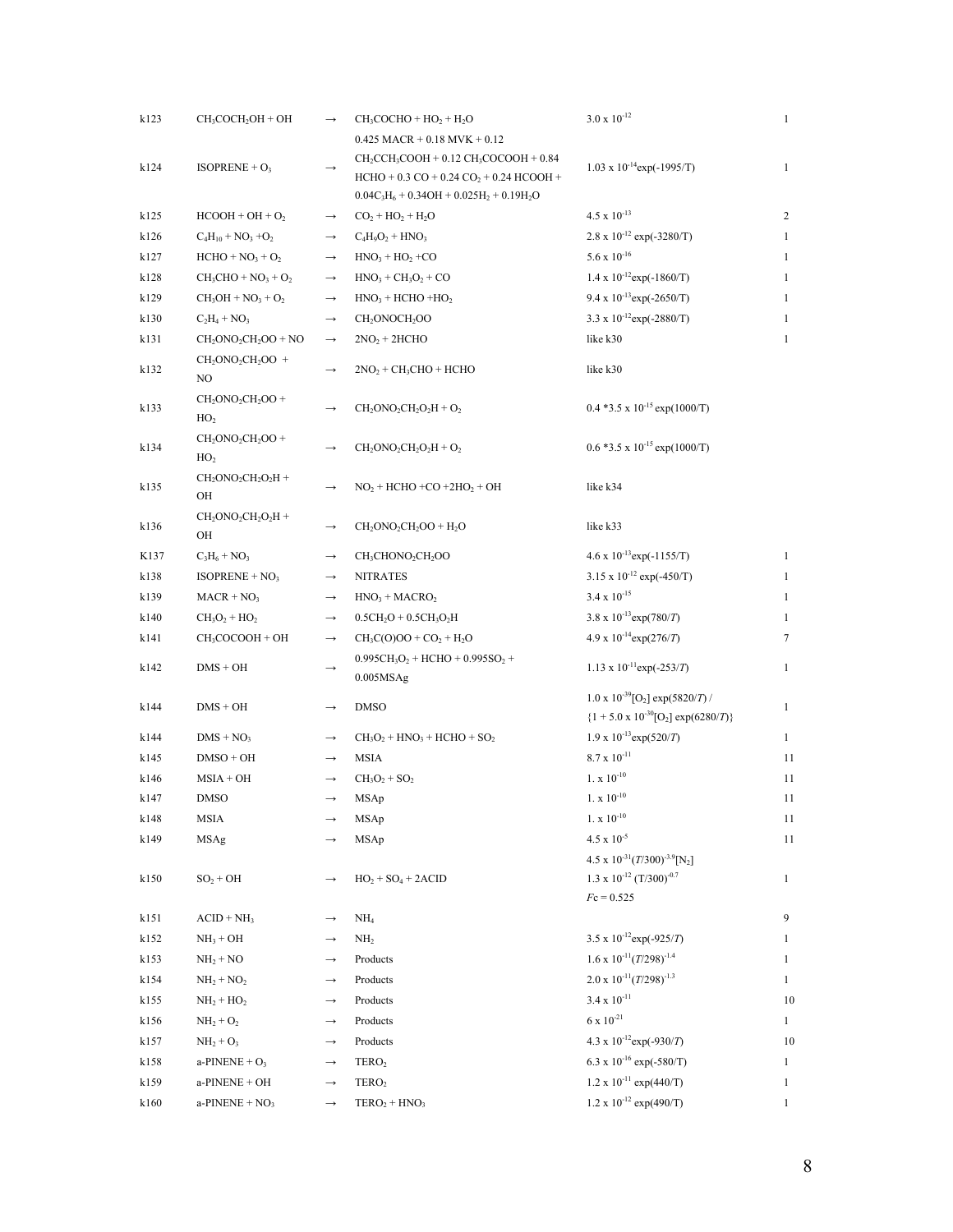| | | | | | |
|---|---|---|---|---|---|
| k123 | $CH_3COCH_2OH + OH$ | → | $CH_3COCHO + HO_2 + H_2O$ | $3.0 \times 10^{-12}$ | 1 |
| k124 | $ISOPRENE + O_3$ | → | $0.425\ MACR + 0.18\ MVK + 0.12\ CH_2CCH_3COOH + 0.12\ CH_3COCOOH + 0.84\ HCHO + 0.3\ CO + 0.24\ CO_2 + 0.24\ HCOOH + 0.04C_3H_6 + 0.34OH + 0.025H_2 + 0.19H_2O$ | $1.03 \times 10^{-14}exp(-1995/T)$ | 1 |
| k125 | $HCOOH + OH + O_2$ | → | $CO_2 + HO_2 + H_2O$ | $4.5 \times 10^{-13}$ | 2 |
| k126 | $C_4H_{10} + NO_3 + O_2$ | → | $C_4H_9O_2 + HNO_3$ | $2.8 \times 10^{-12}\ exp(-3280/T)$ | 1 |
| k127 | $HCHO + NO_3 + O_2$ | → | $HNO_3 + HO_2 + CO$ | $5.6 \times 10^{-16}$ | 1 |
| k128 | $CH_3CHO + NO_3 + O_2$ | → | $HNO_3 + CH_3O_2 + CO$ | $1.4 \times 10^{-12}exp(-1860/T)$ | 1 |
| k129 | $CH_3OH + NO_3 + O_2$ | → | $HNO_3 + HCHO + HO_2$ | $9.4 \times 10^{-13}exp(-2650/T)$ | 1 |
| k130 | $C_2H_4 + NO_3$ | → | $CH_2ONOCH_2OO$ | $3.3 \times 10^{-12}exp(-2880/T)$ | 1 |
| k131 | $CH_2ONO_2CH_2OO + NO$ | → | $2NO_2 + 2HCHO$ | like k30 | 1 |
| k132 | $CH_2ONO_2CH_2OO + NO$ | → | $2NO_2 + CH_3CHO + HCHO$ | like k30 | |
| k133 | $CH_2ONO_2CH_2OO + HO_2$ | → | $CH_2ONO_2CH_2O_2H + O_2$ | $0.4 * 3.5 \times 10^{-15}\ exp(1000/T)$ | |
| k134 | $CH_2ONO_2CH_2OO + HO_2$ | → | $CH_2ONO_2CH_2O_2H + O_2$ | $0.6 * 3.5 \times 10^{-15}\ exp(1000/T)$ | |
| k135 | $CH_2ONO_2CH_2O_2H + OH$ | → | $NO_2 + HCHO + CO + 2HO_2 + OH$ | like k34 | |
| k136 | $CH_2ONO_2CH_2O_2H + OH$ | → | $CH_2ONO_2CH_2OO + H_2O$ | like k33 | |
| K137 | $C_3H_6 + NO_3$ | → | $CH_3CHONO_2CH_2OO$ | $4.6 \times 10^{-13}exp(-1155/T)$ | 1 |
| k138 | $ISOPRENE + NO_3$ | → | NITRATES | $3.15 \times 10^{-12}\ exp(-450/T)$ | 1 |
| k139 | $MACR + NO_3$ | → | $HNO_3 + MACRO_2$ | $3.4 \times 10^{-15}$ | 1 |
| k140 | $CH_3O_2 + HO_2$ | → | $0.5CH_2O + 0.5CH_3O_2H$ | $3.8 \times 10^{-13}exp(780/T)$ | 1 |
| k141 | $CH_3COCOOH + OH$ | → | $CH_3C(O)OO + CO_2 + H_2O$ | $4.9 \times 10^{-14}exp(276/T)$ | 7 |
| k142 | $DMS + OH$ | → | $0.995CH_3O_2 + HCHO + 0.995SO_2 + 0.005MSAg$ | $1.13 \times 10^{-11}exp(-253/T)$ | 1 |
| k144 | $DMS + OH$ | → | DMSO | $1.0 \times 10^{-39}[O_2]\ exp(5820/T)\ /\ \{1 + 5.0 \times 10^{-30}[O_2]\ exp(6280/T)\}$ | 1 |
| k144 | $DMS + NO_3$ | → | $CH_3O_2 + HNO_3 + HCHO + SO_2$ | $1.9 \times 10^{-13}exp(520/T)$ | 1 |
| k145 | $DMSO + OH$ | → | MSIA | $8.7 \times 10^{-11}$ | 11 |
| k146 | $MSIA + OH$ | → | $CH_3O_2 + SO_2$ | $1. \times 10^{-10}$ | 11 |
| k147 | DMSO | → | MSAp | $1. \times 10^{-10}$ | 11 |
| k148 | MSIA | → | MSAp | $1. \times 10^{-10}$ | 11 |
| k149 | MSAg | → | MSAp | $4.5 \times 10^{-5}$ | 11 |
| k150 | $SO_2 + OH$ | → | $HO_2 + SO_4 + 2ACID$ | $4.5 \times 10^{-31}(T/300)^{-3.9}[N_2]$ $1.3 \times 10^{-12}\ (T/300)^{-0.7}$ $Fc = 0.525$ | 1 |
| k151 | $ACID + NH_3$ | → | $NH_4$ | | 9 |
| k152 | $NH_3 + OH$ | → | $NH_2$ | $3.5 \times 10^{-12}exp(-925/T)$ | 1 |
| k153 | $NH_2 + NO$ | → | Products | $1.6 \times 10^{-11}(T/298)^{-1.4}$ | 1 |
| k154 | $NH_2 + NO_2$ | → | Products | $2.0 \times 10^{-11}(T/298)^{-1.3}$ | 1 |
| k155 | $NH_2 + HO_2$ | → | Products | $3.4 \times 10^{-11}$ | 10 |
| k156 | $NH_2 + O_2$ | → | Products | $6 \times 10^{-21}$ | 1 |
| k157 | $NH_2 + O_3$ | → | Products | $4.3 \times 10^{-12}exp(-930/T)$ | 10 |
| k158 | $a\text{-}PINENE + O_3$ | → | $TERO_2$ | $6.3 \times 10^{-16}\ exp(-580/T)$ | 1 |
| k159 | $a\text{-}PINENE + OH$ | → | $TERO_2$ | $1.2 \times 10^{-11}\ exp(440/T)$ | 1 |
| k160 | $a\text{-}PINENE + NO_3$ | → | $TERO_2 + HNO_3$ | $1.2 \times 10^{-12}\ exp(490/T)$ | 1 |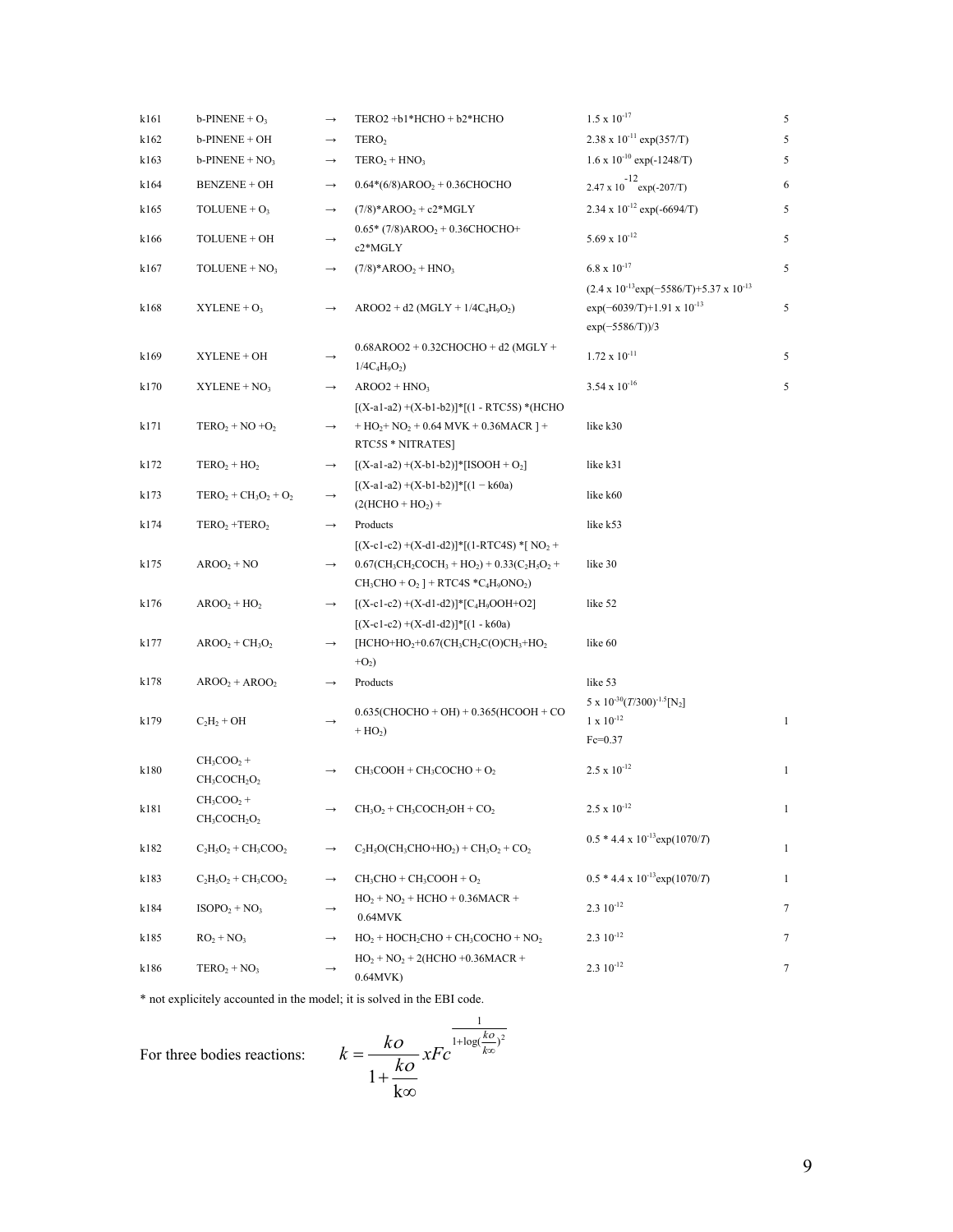| | | | | | |
|---|---|---|---|---|---|
| k161 | b-PINENE + $O_3$ | → | TERO2 +b1*HCHO + b2*HCHO | $1.5 \times 10^{-17}$ | 5 |
| k162 | b-PINENE + OH | → | $TERO_2$ | $2.38 \times 10^{-11} \exp(357/T)$ | 5 |
| k163 | b-PINENE + $NO_3$ | → | $TERO_2$ + $HNO_3$ | $1.6 \times 10^{-10} \exp(-1248/T)$ | 5 |
| k164 | BENZENE + OH | → | 0.64*(6/8)$AROO_2$ + 0.36CHOCHO | $2.47 \times 10^{-12} \exp(-207/T)$ | 6 |
| k165 | TOLUENE + $O_3$ | → | (7/8)*$AROO_2$ + c2*MGLY | $2.34 \times 10^{-12} \exp(-6694/T)$ | 5 |
| k166 | TOLUENE + OH | → | 0.65* (7/8)$AROO_2$ + 0.36CHOCHO+ c2*MGLY | $5.69 \times 10^{-12}$ | 5 |
| k167 | TOLUENE + $NO_3$ | → | (7/8)*$AROO_2$ + $HNO_3$ | $6.8 \times 10^{-17}$ | 5 |
| k168 | XYLENE + $O_3$ | → | AROO2 + d2 (MGLY + 1/4$C_4H_9O_2$) | $(2.4 \times 10^{-13}\exp(-5586/T)+5.37 \times 10^{-13}\exp(-6039/T)+1.91 \times 10^{-13}\exp(-5586/T))/3$ | 5 |
| k169 | XYLENE + OH | → | 0.68AROO2 + 0.32CHOCHO + d2 (MGLY + 1/4$C_4H_9O_2$) | $1.72 \times 10^{-11}$ | 5 |
| k170 | XYLENE + $NO_3$ | → | AROO2 + $HNO_3$ | $3.54 \times 10^{-16}$ | 5 |
| k171 | $TERO_2$ + NO +$O_2$ | → | [(X-a1-a2) +(X-b1-b2)]*[(1 - RTC5S) *(HCHO + $HO_2$+ $NO_2$ + 0.64 MVK + 0.36MACR ] + RTC5S * NITRATES] | like k30 | |
| k172 | $TERO_2$ + $HO_2$ | → | [(X-a1-a2) +(X-b1-b2)]*[ISOOH + $O_2$] | like k31 | |
| k173 | $TERO_2$ + $CH_3O_2$ + $O_2$ | → | [(X-a1-a2) +(X-b1-b2)]*[(1 − k60a) (2(HCHO + $HO_2$) + | like k60 | |
| k174 | $TERO_2$ +$TERO_2$ | → | Products | like k53 | |
| k175 | $AROO_2$ + NO | → | [(X-c1-c2) +(X-d1-d2)]*[(1-RTC4S) *[ $NO_2$ + 0.67($CH_3CH_2COCH_3$ + $HO_2$) + 0.33($C_2H_5O_2$ + $CH_3CHO$ + $O_2$ ] + RTC4S *$C_4H_9ONO_2$) | like 30 | |
| k176 | $AROO_2$ + $HO_2$ | → | [(X-c1-c2) +(X-d1-d2)]*[$C_4H_9OOH$+O2] | like 52 | |
| k177 | $AROO_2$ + $CH_3O_2$ | → | [(X-c1-c2) +(X-d1-d2)]*[(1 - k60a) [HCHO+$HO_2$+0.67($CH_3CH_2C(O)CH_3$+$HO_2$ +$O_2$) | like 60 | |
| k178 | $AROO_2$ + $AROO_2$ | → | Products | like 53 | |
| k179 | $C_2H_2$ + OH | → | 0.635(CHOCHO + OH) + 0.365(HCOOH + CO + $HO_2$) | $5 \times 10^{-30}(T/300)^{-1.5}[N_2]$ $1 \times 10^{-12}$ Fc=0.37 | 1 |
| k180 | $CH_3COO_2$ + $CH_3COCH_2O_2$ | → | $CH_3COOH$ + $CH_3COCHO$ + $O_2$ | $2.5 \times 10^{-12}$ | 1 |
| k181 | $CH_3COO_2$ + $CH_3COCH_2O_2$ | → | $CH_3O_2$ + $CH_3COCH_2OH$ + $CO_2$ | $2.5 \times 10^{-12}$ | 1 |
| k182 | $C_2H_5O_2$ + $CH_3COO_2$ | → | $C_2H_5O$($CH_3CHO$+$HO_2$) + $CH_3O_2$ + $CO_2$ | $0.5 * 4.4 \times 10^{-13}\exp(1070/T)$ | 1 |
| k183 | $C_2H_5O_2$ + $CH_3COO_2$ | → | $CH_3CHO$ + $CH_3COOH$ + $O_2$ | $0.5 * 4.4 \times 10^{-13}\exp(1070/T)$ | 1 |
| k184 | $ISOPO_2$ + $NO_3$ | → | $HO_2$ + $NO_2$ + HCHO + 0.36MACR + 0.64MVK | $2.3\ 10^{-12}$ | 7 |
| k185 | $RO_2$ + $NO_3$ | → | $HO_2$ + $HOCH_2CHO$ + $CH_3COCHO$ + $NO_2$ | $2.3\ 10^{-12}$ | 7 |
| k186 | $TERO_2$ + $NO_3$ | → | $HO_2$ + $NO_2$ + 2(HCHO +0.36MACR + 0.64MVK) | $2.3\ 10^{-12}$ | 7 |

\* not explicitely accounted in the model; it is solved in the EBI code.

For three bodies reactions:

$$k = \frac{ko}{1+\frac{ko}{k\infty}} xFc^{\frac{1}{1+\log(\frac{ko}{k\infty})^2}}$$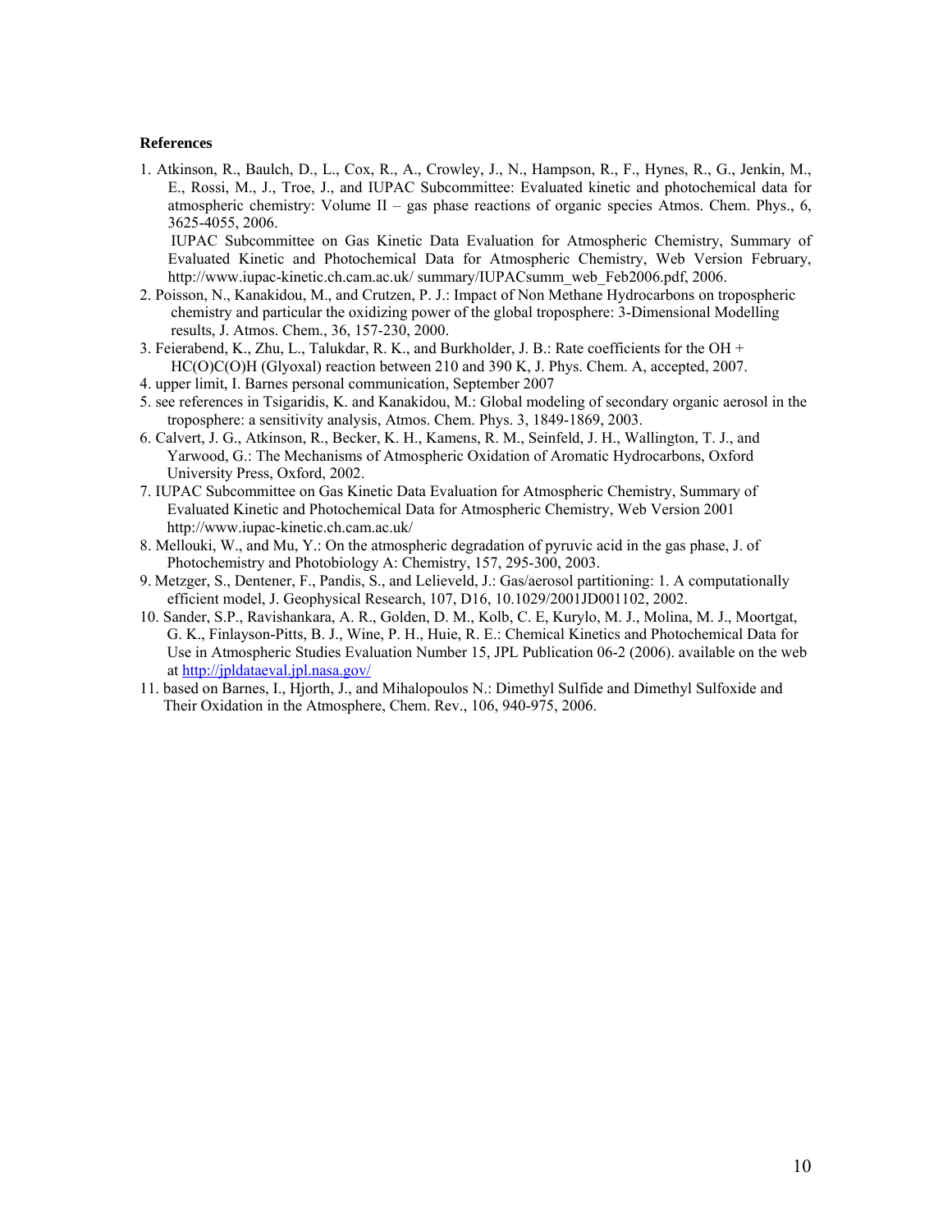**References**

1. Atkinson, R., Baulch, D., L., Cox, R., A., Crowley, J., N., Hampson, R., F., Hynes, R., G., Jenkin, M., E., Rossi, M., J., Troe, J., and IUPAC Subcommittee: Evaluated kinetic and photochemical data for atmospheric chemistry: Volume II – gas phase reactions of organic species Atmos. Chem. Phys., 6, 3625-4055, 2006.
   IUPAC Subcommittee on Gas Kinetic Data Evaluation for Atmospheric Chemistry, Summary of Evaluated Kinetic and Photochemical Data for Atmospheric Chemistry, Web Version February, http://www.iupac-kinetic.ch.cam.ac.uk/ summary/IUPACsumm_web_Feb2006.pdf, 2006.
2. Poisson, N., Kanakidou, M., and Crutzen, P. J.: Impact of Non Methane Hydrocarbons on tropospheric chemistry and particular the oxidizing power of the global troposphere: 3-Dimensional Modelling results, J. Atmos. Chem., 36, 157-230, 2000.
3. Feierabend, K., Zhu, L., Talukdar, R. K., and Burkholder, J. B.: Rate coefficients for the OH + HC(O)C(O)H (Glyoxal) reaction between 210 and 390 K, J. Phys. Chem. A, accepted, 2007.
4. upper limit, I. Barnes personal communication, September 2007
5. see references in Tsigaridis, K. and Kanakidou, M.: Global modeling of secondary organic aerosol in the troposphere: a sensitivity analysis, Atmos. Chem. Phys. 3, 1849-1869, 2003.
6. Calvert, J. G., Atkinson, R., Becker, K. H., Kamens, R. M., Seinfeld, J. H., Wallington, T. J., and Yarwood, G.: The Mechanisms of Atmospheric Oxidation of Aromatic Hydrocarbons, Oxford University Press, Oxford, 2002.
7. IUPAC Subcommittee on Gas Kinetic Data Evaluation for Atmospheric Chemistry, Summary of Evaluated Kinetic and Photochemical Data for Atmospheric Chemistry, Web Version 2001 http://www.iupac-kinetic.ch.cam.ac.uk/
8. Mellouki, W., and Mu, Y.: On the atmospheric degradation of pyruvic acid in the gas phase, J. of Photochemistry and Photobiology A: Chemistry, 157, 295-300, 2003.
9. Metzger, S., Dentener, F., Pandis, S., and Lelieveld, J.: Gas/aerosol partitioning: 1. A computationally efficient model, J. Geophysical Research, 107, D16, 10.1029/2001JD001102, 2002.
10. Sander, S.P., Ravishankara, A. R., Golden, D. M., Kolb, C. E, Kurylo, M. J., Molina, M. J., Moortgat, G. K., Finlayson-Pitts, B. J., Wine, P. H., Huie, R. E.: Chemical Kinetics and Photochemical Data for Use in Atmospheric Studies Evaluation Number 15, JPL Publication 06-2 (2006). available on the web at http://jpldataeval.jpl.nasa.gov/
11. based on Barnes, I., Hjorth, J., and Mihalopoulos N.: Dimethyl Sulfide and Dimethyl Sulfoxide and Their Oxidation in the Atmosphere, Chem. Rev., 106, 940-975, 2006.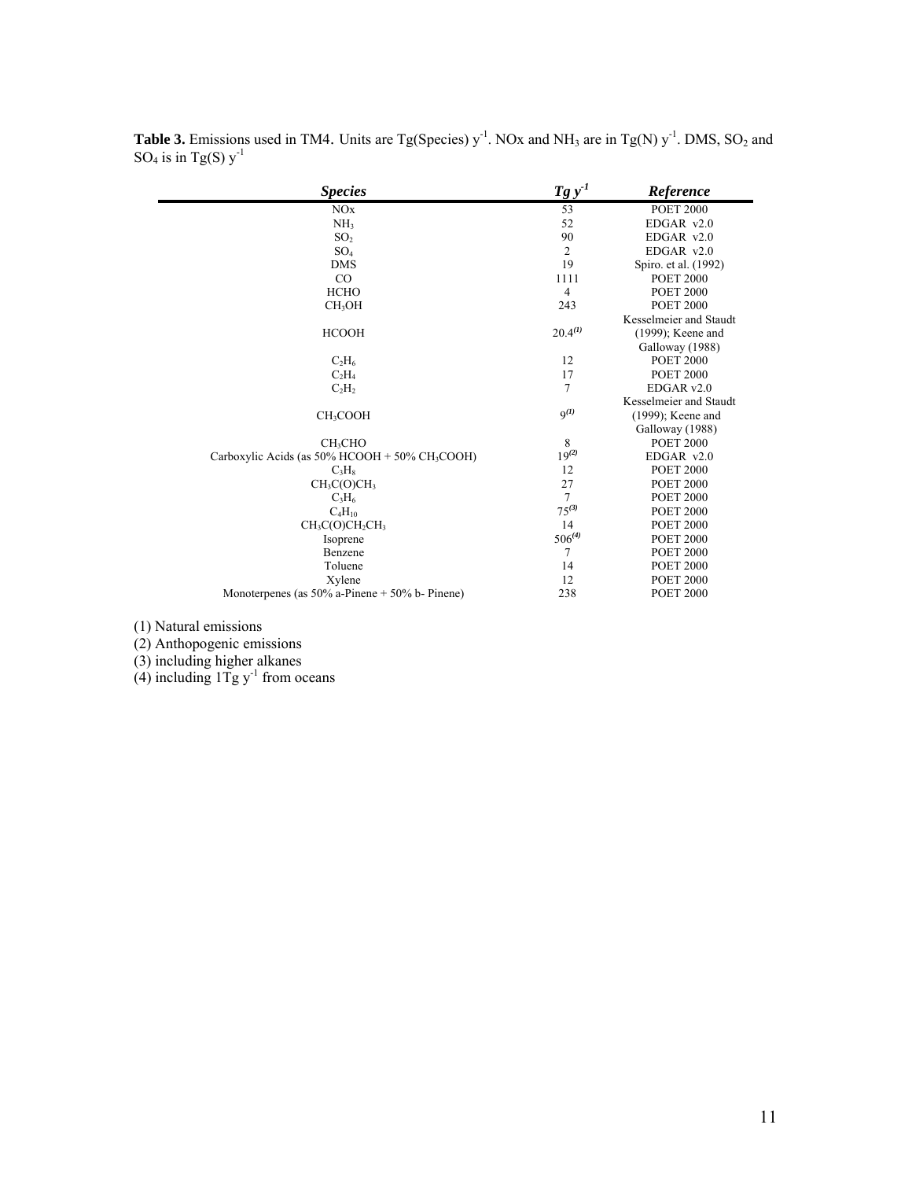**Table 3.** Emissions used in TM4. Units are Tg(Species) $y^{-1}$. NOx and $NH_3$ are in Tg(N) $y^{-1}$. DMS, $SO_2$ and $SO_4$ is in Tg(S) $y^{-1}$

| ***Species*** | ***Tg $y^{-1}$*** | ***Reference*** |
|---|---|---|
| NOx | 53 | POET 2000 |
| $NH_3$ | 52 | EDGAR v2.0 |
| $SO_2$ | 90 | EDGAR v2.0 |
| $SO_4$ | 2 | EDGAR v2.0 |
| DMS | 19 | Spiro. et al. (1992) |
| CO | 1111 | POET 2000 |
| HCHO | 4 | POET 2000 |
| $CH_3OH$ | 243 | POET 2000 |
| HCOOH | 20.4[(1)] | Kesselmeier and Staudt (1999); Keene and Galloway (1988) |
| $C_2H_6$ | 12 | POET 2000 |
| $C_2H_4$ | 17 | POET 2000 |
| $C_2H_2$ | 7 | EDGAR v2.0 |
| $CH_3COOH$ | 9[(1)] | Kesselmeier and Staudt (1999); Keene and Galloway (1988) |
| $CH_3CHO$ | 8 | POET 2000 |
| Carboxylic Acids (as 50% HCOOH + 50% $CH_3COOH$) | 19[(2)] | EDGAR v2.0 |
| $C_3H_8$ | 12 | POET 2000 |
| $CH_3C(O)CH_3$ | 27 | POET 2000 |
| $C_3H_6$ | 7 | POET 2000 |
| $C_4H_{10}$ | 75[(3)] | POET 2000 |
| $CH_3C(O)CH_2CH_3$ | 14 | POET 2000 |
| Isoprene | 506[(4)] | POET 2000 |
| Benzene | 7 | POET 2000 |
| Toluene | 14 | POET 2000 |
| Xylene | 12 | POET 2000 |
| Monoterpenes (as 50% a-Pinene + 50% b- Pinene) | 238 | POET 2000 |

(1) Natural emissions

(2) Anthopogenic emissions

(3) including higher alkanes

(4) including 1Tg $y^{-1}$ from oceans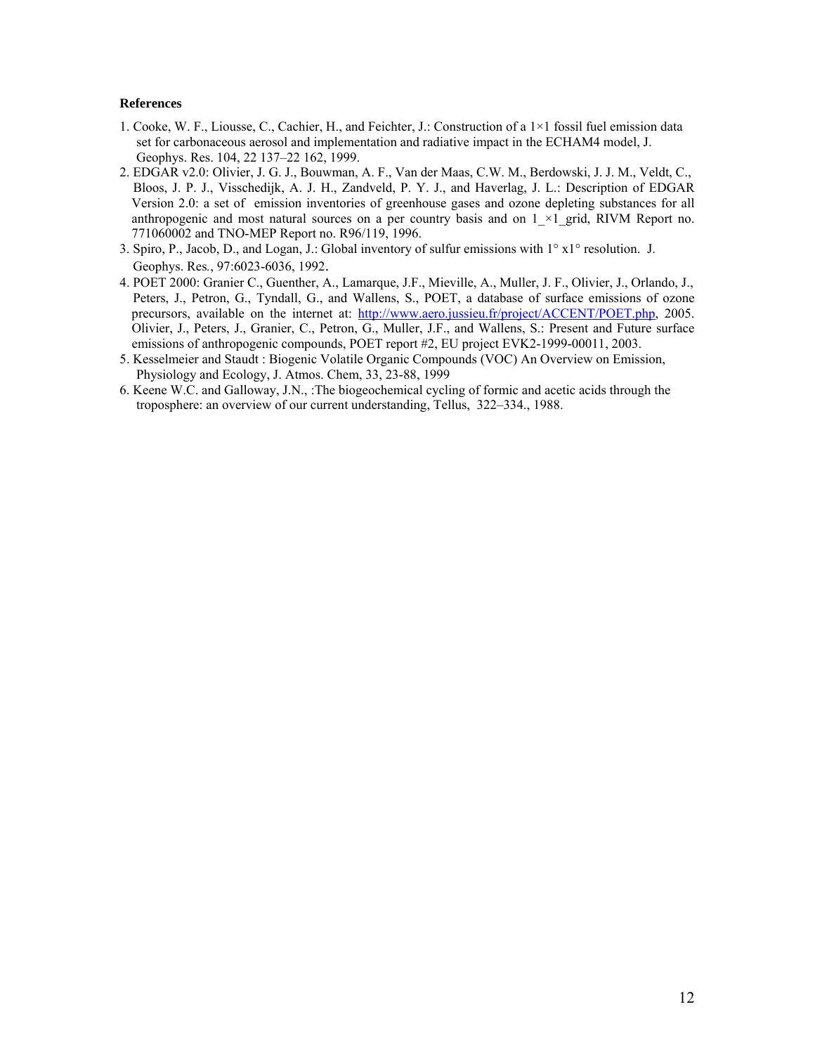**References**

1. Cooke, W. F., Liousse, C., Cachier, H., and Feichter, J.: Construction of a 1×1 fossil fuel emission data set for carbonaceous aerosol and implementation and radiative impact in the ECHAM4 model, J. Geophys. Res. 104, 22 137–22 162, 1999.
2. EDGAR v2.0: Olivier, J. G. J., Bouwman, A. F., Van der Maas, C.W. M., Berdowski, J. J. M., Veldt, C., Bloos, J. P. J., Visschedijk, A. J. H., Zandveld, P. Y. J., and Haverlag, J. L.: Description of EDGAR Version 2.0: a set of emission inventories of greenhouse gases and ozone depleting substances for all anthropogenic and most natural sources on a per country basis and on 1_×1_grid, RIVM Report no. 771060002 and TNO-MEP Report no. R96/119, 1996.
3. Spiro, P., Jacob, D., and Logan, J.: Global inventory of sulfur emissions with 1° x1° resolution. J. Geophys. Res., 97:6023-6036, 1992.
4. POET 2000: Granier C., Guenther, A., Lamarque, J.F., Mieville, A., Muller, J. F., Olivier, J., Orlando, J., Peters, J., Petron, G., Tyndall, G., and Wallens, S., POET, a database of surface emissions of ozone precursors, available on the internet at: http://www.aero.jussieu.fr/project/ACCENT/POET.php, 2005. Olivier, J., Peters, J., Granier, C., Petron, G., Muller, J.F., and Wallens, S.: Present and Future surface emissions of anthropogenic compounds, POET report #2, EU project EVK2-1999-00011, 2003.
5. Kesselmeier and Staudt : Biogenic Volatile Organic Compounds (VOC) An Overview on Emission, Physiology and Ecology, J. Atmos. Chem, 33, 23-88, 1999
6. Keene W.C. and Galloway, J.N., :The biogeochemical cycling of formic and acetic acids through the troposphere: an overview of our current understanding, Tellus, 322–334., 1988.